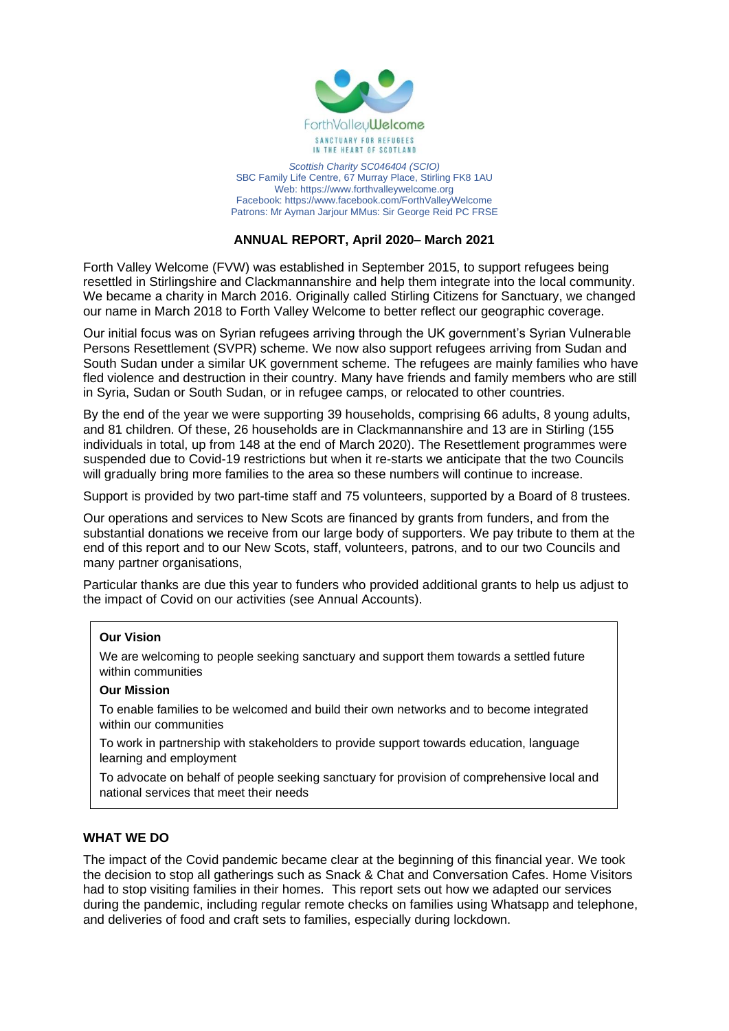ForthValleyWelcome

SANCTUARY FOR REFUGEES IN THE HEART OF SCOTLAND

*Scottish Charity SC046404 (SCIO)*
SBC Family Life Centre, 67 Murray Place, Stirling FK8 1AU
Web: https://www.forthvalleywelcome.org
Facebook: https://www.facebook.com/ForthValleyWelcome
Patrons: Mr Ayman Jarjour MMus: Sir George Reid PC FRSE

# ANNUAL REPORT, April 2020– March 2021

Forth Valley Welcome (FVW) was established in September 2015, to support refugees being resettled in Stirlingshire and Clackmannanshire and help them integrate into the local community. We became a charity in March 2016. Originally called Stirling Citizens for Sanctuary, we changed our name in March 2018 to Forth Valley Welcome to better reflect our geographic coverage.

Our initial focus was on Syrian refugees arriving through the UK government's Syrian Vulnerable Persons Resettlement (SVPR) scheme. We now also support refugees arriving from Sudan and South Sudan under a similar UK government scheme. The refugees are mainly families who have fled violence and destruction in their country. Many have friends and family members who are still in Syria, Sudan or South Sudan, or in refugee camps, or relocated to other countries.

By the end of the year we were supporting 39 households, comprising 66 adults, 8 young adults, and 81 children. Of these, 26 households are in Clackmannanshire and 13 are in Stirling (155 individuals in total, up from 148 at the end of March 2020). The Resettlement programmes were suspended due to Covid-19 restrictions but when it re-starts we anticipate that the two Councils will gradually bring more families to the area so these numbers will continue to increase.

Support is provided by two part-time staff and 75 volunteers, supported by a Board of 8 trustees.

Our operations and services to New Scots are financed by grants from funders, and from the substantial donations we receive from our large body of supporters. We pay tribute to them at the end of this report and to our New Scots, staff, volunteers, patrons, and to our two Councils and many partner organisations,

Particular thanks are due this year to funders who provided additional grants to help us adjust to the impact of Covid on our activities (see Annual Accounts).

**Our Vision**

We are welcoming to people seeking sanctuary and support them towards a settled future within communities

**Our Mission**

To enable families to be welcomed and build their own networks and to become integrated within our communities

To work in partnership with stakeholders to provide support towards education, language learning and employment

To advocate on behalf of people seeking sanctuary for provision of comprehensive local and national services that meet their needs

## WHAT WE DO

The impact of the Covid pandemic became clear at the beginning of this financial year. We took the decision to stop all gatherings such as Snack & Chat and Conversation Cafes. Home Visitors had to stop visiting families in their homes. This report sets out how we adapted our services during the pandemic, including regular remote checks on families using Whatsapp and telephone, and deliveries of food and craft sets to families, especially during lockdown.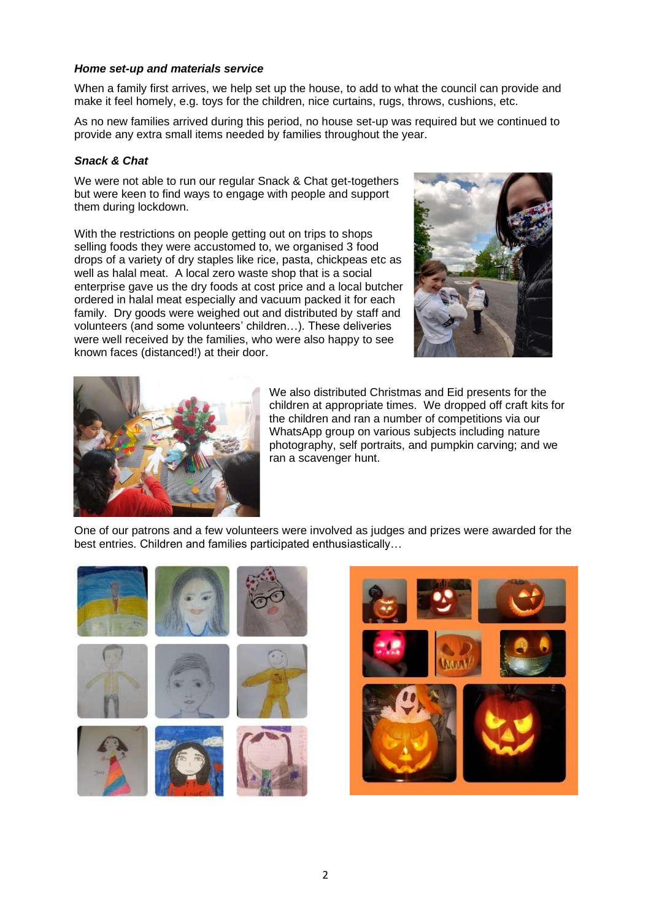***Home set-up and materials service***

When a family first arrives, we help set up the house, to add to what the council can provide and make it feel homely, e.g. toys for the children, nice curtains, rugs, throws, cushions, etc.

As no new families arrived during this period, no house set-up was required but we continued to provide any extra small items needed by families throughout the year.

***Snack & Chat***

We were not able to run our regular Snack & Chat get-togethers but were keen to find ways to engage with people and support them during lockdown.

With the restrictions on people getting out on trips to shops selling foods they were accustomed to, we organised 3 food drops of a variety of dry staples like rice, pasta, chickpeas etc as well as halal meat. A local zero waste shop that is a social enterprise gave us the dry foods at cost price and a local butcher ordered in halal meat especially and vacuum packed it for each family. Dry goods were weighed out and distributed by staff and volunteers (and some volunteers' children…). These deliveries were well received by the families, who were also happy to see known faces (distanced!) at their door.

We also distributed Christmas and Eid presents for the children at appropriate times. We dropped off craft kits for the children and ran a number of competitions via our WhatsApp group on various subjects including nature photography, self portraits, and pumpkin carving; and we ran a scavenger hunt.

One of our patrons and a few volunteers were involved as judges and prizes were awarded for the best entries. Children and families participated enthusiastically…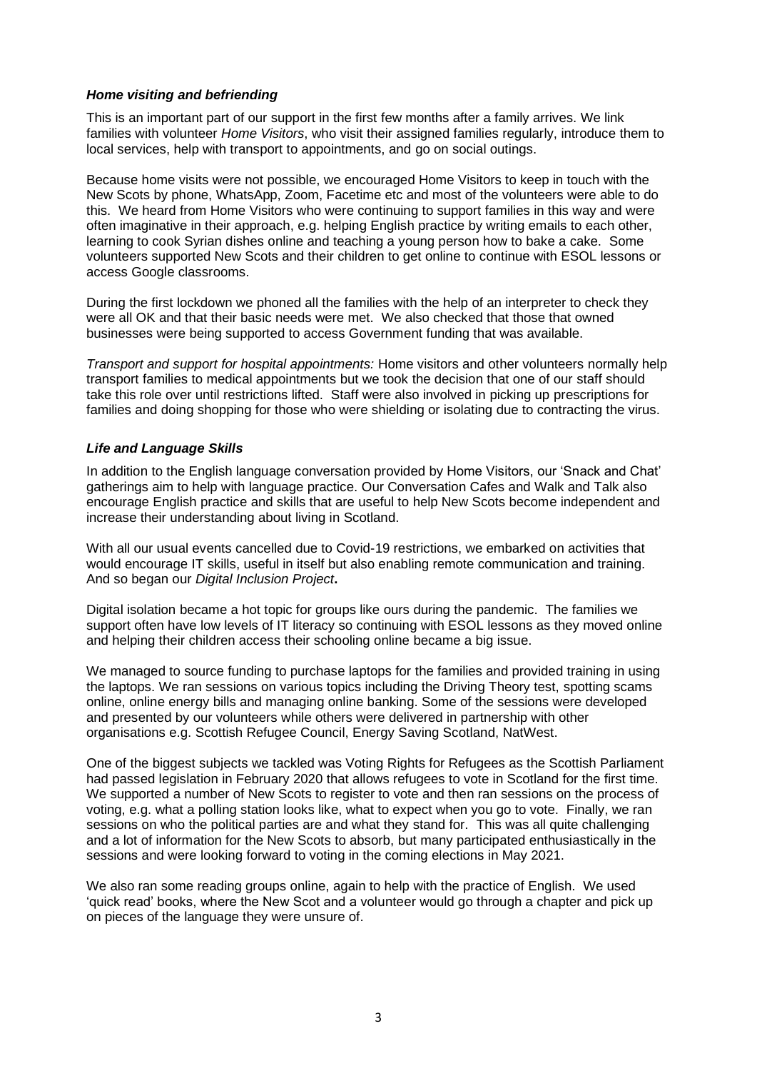### *Home visiting and befriending*

This is an important part of our support in the first few months after a family arrives. We link families with volunteer *Home Visitors*, who visit their assigned families regularly, introduce them to local services, help with transport to appointments, and go on social outings.

Because home visits were not possible, we encouraged Home Visitors to keep in touch with the New Scots by phone, WhatsApp, Zoom, Facetime etc and most of the volunteers were able to do this. We heard from Home Visitors who were continuing to support families in this way and were often imaginative in their approach, e.g. helping English practice by writing emails to each other, learning to cook Syrian dishes online and teaching a young person how to bake a cake. Some volunteers supported New Scots and their children to get online to continue with ESOL lessons or access Google classrooms.

During the first lockdown we phoned all the families with the help of an interpreter to check they were all OK and that their basic needs were met. We also checked that those that owned businesses were being supported to access Government funding that was available.

*Transport and support for hospital appointments:* Home visitors and other volunteers normally help transport families to medical appointments but we took the decision that one of our staff should take this role over until restrictions lifted. Staff were also involved in picking up prescriptions for families and doing shopping for those who were shielding or isolating due to contracting the virus.

### *Life and Language Skills*

In addition to the English language conversation provided by Home Visitors, our 'Snack and Chat' gatherings aim to help with language practice. Our Conversation Cafes and Walk and Talk also encourage English practice and skills that are useful to help New Scots become independent and increase their understanding about living in Scotland.

With all our usual events cancelled due to Covid-19 restrictions, we embarked on activities that would encourage IT skills, useful in itself but also enabling remote communication and training. And so began our *Digital Inclusion Project***.**

Digital isolation became a hot topic for groups like ours during the pandemic. The families we support often have low levels of IT literacy so continuing with ESOL lessons as they moved online and helping their children access their schooling online became a big issue.

We managed to source funding to purchase laptops for the families and provided training in using the laptops. We ran sessions on various topics including the Driving Theory test, spotting scams online, online energy bills and managing online banking. Some of the sessions were developed and presented by our volunteers while others were delivered in partnership with other organisations e.g. Scottish Refugee Council, Energy Saving Scotland, NatWest.

One of the biggest subjects we tackled was Voting Rights for Refugees as the Scottish Parliament had passed legislation in February 2020 that allows refugees to vote in Scotland for the first time. We supported a number of New Scots to register to vote and then ran sessions on the process of voting, e.g. what a polling station looks like, what to expect when you go to vote. Finally, we ran sessions on who the political parties are and what they stand for. This was all quite challenging and a lot of information for the New Scots to absorb, but many participated enthusiastically in the sessions and were looking forward to voting in the coming elections in May 2021.

We also ran some reading groups online, again to help with the practice of English. We used 'quick read' books, where the New Scot and a volunteer would go through a chapter and pick up on pieces of the language they were unsure of.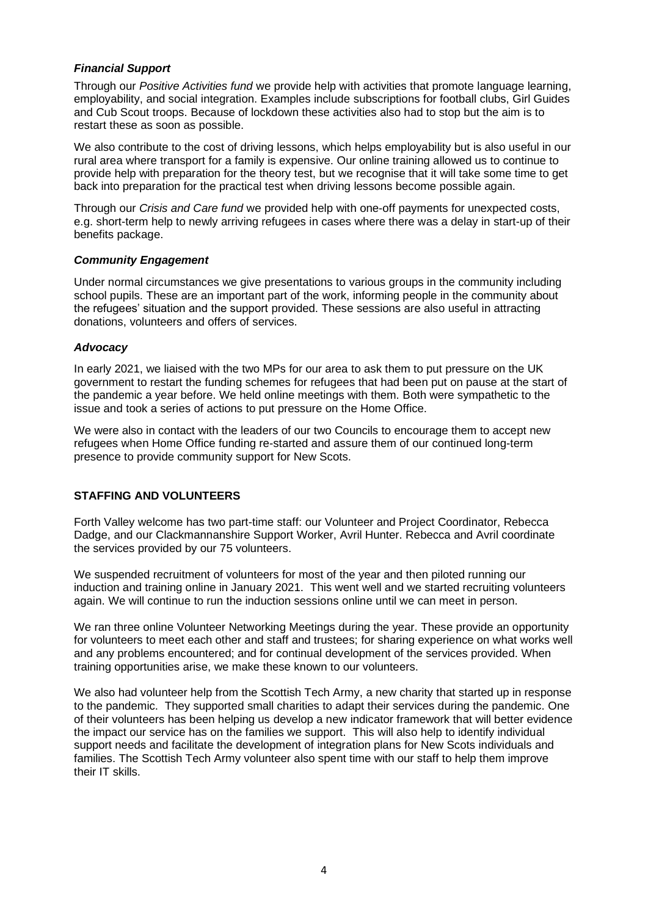### *Financial Support*

Through our *Positive Activities fund* we provide help with activities that promote language learning, employability, and social integration. Examples include subscriptions for football clubs, Girl Guides and Cub Scout troops. Because of lockdown these activities also had to stop but the aim is to restart these as soon as possible.

We also contribute to the cost of driving lessons, which helps employability but is also useful in our rural area where transport for a family is expensive. Our online training allowed us to continue to provide help with preparation for the theory test, but we recognise that it will take some time to get back into preparation for the practical test when driving lessons become possible again.

Through our *Crisis and Care fund* we provided help with one-off payments for unexpected costs, e.g. short-term help to newly arriving refugees in cases where there was a delay in start-up of their benefits package.

### *Community Engagement*

Under normal circumstances we give presentations to various groups in the community including school pupils. These are an important part of the work, informing people in the community about the refugees' situation and the support provided. These sessions are also useful in attracting donations, volunteers and offers of services.

### *Advocacy*

In early 2021, we liaised with the two MPs for our area to ask them to put pressure on the UK government to restart the funding schemes for refugees that had been put on pause at the start of the pandemic a year before. We held online meetings with them. Both were sympathetic to the issue and took a series of actions to put pressure on the Home Office.

We were also in contact with the leaders of our two Councils to encourage them to accept new refugees when Home Office funding re-started and assure them of our continued long-term presence to provide community support for New Scots.

## STAFFING AND VOLUNTEERS

Forth Valley welcome has two part-time staff: our Volunteer and Project Coordinator, Rebecca Dadge, and our Clackmannanshire Support Worker, Avril Hunter. Rebecca and Avril coordinate the services provided by our 75 volunteers.

We suspended recruitment of volunteers for most of the year and then piloted running our induction and training online in January 2021. This went well and we started recruiting volunteers again. We will continue to run the induction sessions online until we can meet in person.

We ran three online Volunteer Networking Meetings during the year. These provide an opportunity for volunteers to meet each other and staff and trustees; for sharing experience on what works well and any problems encountered; and for continual development of the services provided. When training opportunities arise, we make these known to our volunteers.

We also had volunteer help from the Scottish Tech Army, a new charity that started up in response to the pandemic. They supported small charities to adapt their services during the pandemic. One of their volunteers has been helping us develop a new indicator framework that will better evidence the impact our service has on the families we support. This will also help to identify individual support needs and facilitate the development of integration plans for New Scots individuals and families. The Scottish Tech Army volunteer also spent time with our staff to help them improve their IT skills.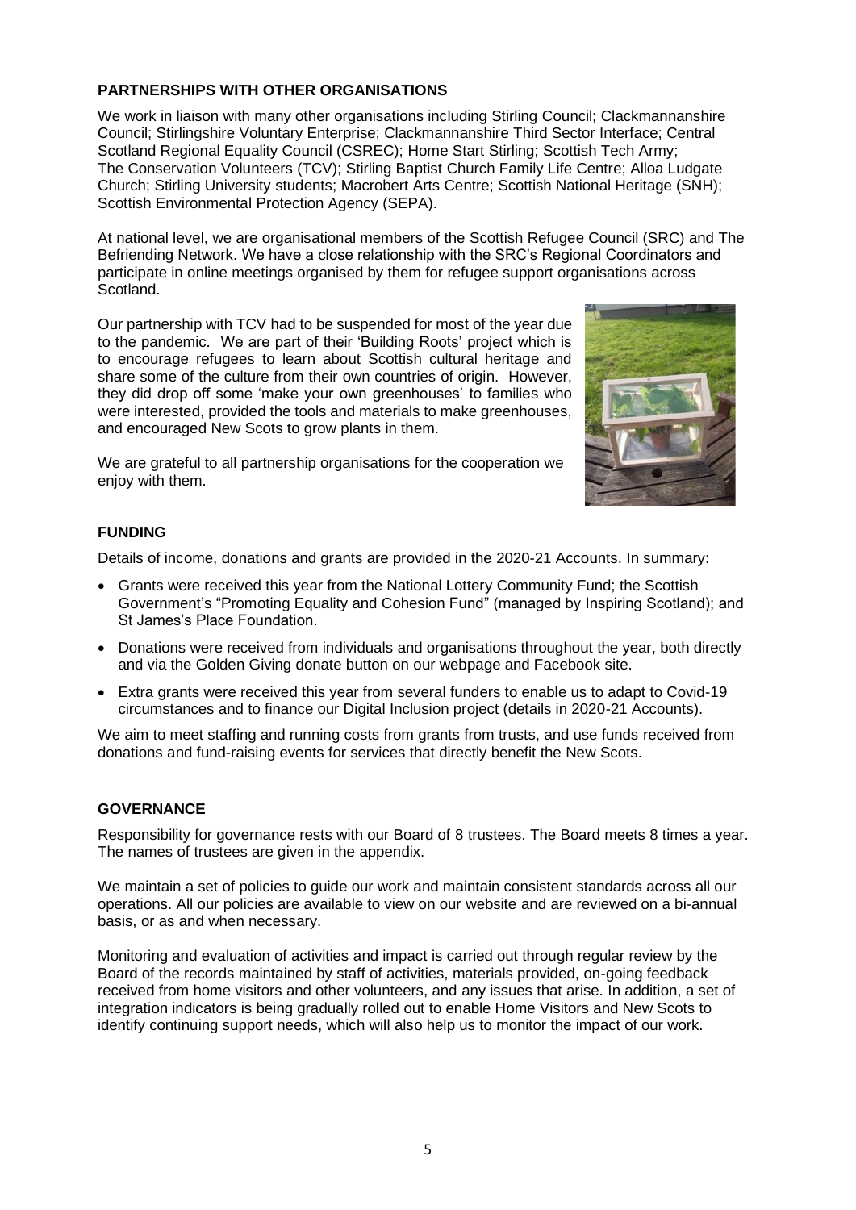## PARTNERSHIPS WITH OTHER ORGANISATIONS

We work in liaison with many other organisations including Stirling Council; Clackmannanshire Council; Stirlingshire Voluntary Enterprise; Clackmannanshire Third Sector Interface; Central Scotland Regional Equality Council (CSREC); Home Start Stirling; Scottish Tech Army; The Conservation Volunteers (TCV); Stirling Baptist Church Family Life Centre; Alloa Ludgate Church; Stirling University students; Macrobert Arts Centre; Scottish National Heritage (SNH); Scottish Environmental Protection Agency (SEPA).

At national level, we are organisational members of the Scottish Refugee Council (SRC) and The Befriending Network. We have a close relationship with the SRC's Regional Coordinators and participate in online meetings organised by them for refugee support organisations across Scotland.

Our partnership with TCV had to be suspended for most of the year due to the pandemic. We are part of their 'Building Roots' project which is to encourage refugees to learn about Scottish cultural heritage and share some of the culture from their own countries of origin. However, they did drop off some 'make your own greenhouses' to families who were interested, provided the tools and materials to make greenhouses, and encouraged New Scots to grow plants in them.

We are grateful to all partnership organisations for the cooperation we enjoy with them.

## FUNDING

Details of income, donations and grants are provided in the 2020-21 Accounts. In summary:

- Grants were received this year from the National Lottery Community Fund; the Scottish Government's "Promoting Equality and Cohesion Fund" (managed by Inspiring Scotland); and St James's Place Foundation.
- Donations were received from individuals and organisations throughout the year, both directly and via the Golden Giving donate button on our webpage and Facebook site.
- Extra grants were received this year from several funders to enable us to adapt to Covid-19 circumstances and to finance our Digital Inclusion project (details in 2020-21 Accounts).

We aim to meet staffing and running costs from grants from trusts, and use funds received from donations and fund-raising events for services that directly benefit the New Scots.

## GOVERNANCE

Responsibility for governance rests with our Board of 8 trustees. The Board meets 8 times a year. The names of trustees are given in the appendix.

We maintain a set of policies to guide our work and maintain consistent standards across all our operations. All our policies are available to view on our website and are reviewed on a bi-annual basis, or as and when necessary.

Monitoring and evaluation of activities and impact is carried out through regular review by the Board of the records maintained by staff of activities, materials provided, on-going feedback received from home visitors and other volunteers, and any issues that arise. In addition, a set of integration indicators is being gradually rolled out to enable Home Visitors and New Scots to identify continuing support needs, which will also help us to monitor the impact of our work.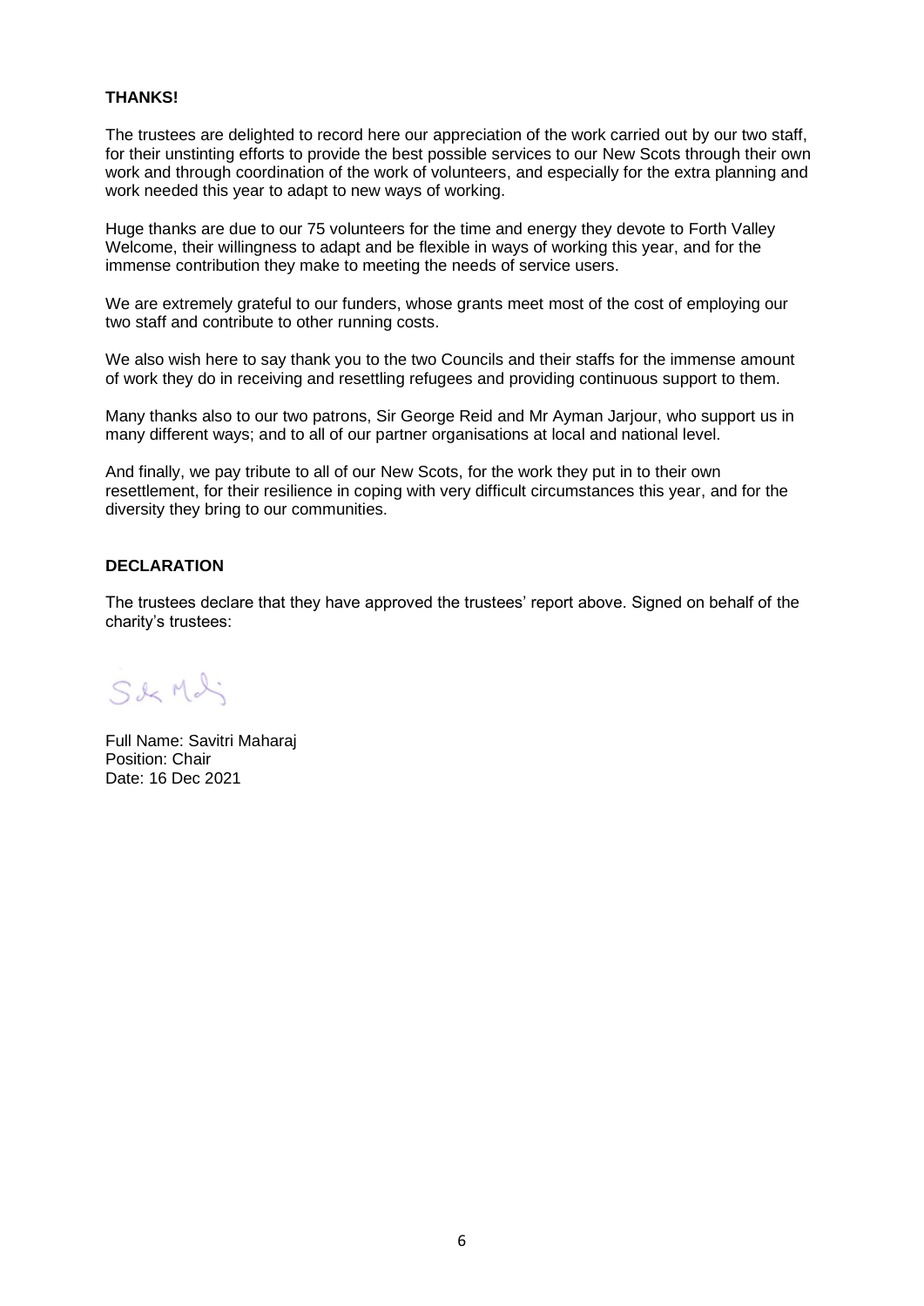**THANKS!**

The trustees are delighted to record here our appreciation of the work carried out by our two staff, for their unstinting efforts to provide the best possible services to our New Scots through their own work and through coordination of the work of volunteers, and especially for the extra planning and work needed this year to adapt to new ways of working.

Huge thanks are due to our 75 volunteers for the time and energy they devote to Forth Valley Welcome, their willingness to adapt and be flexible in ways of working this year, and for the immense contribution they make to meeting the needs of service users.

We are extremely grateful to our funders, whose grants meet most of the cost of employing our two staff and contribute to other running costs.

We also wish here to say thank you to the two Councils and their staffs for the immense amount of work they do in receiving and resettling refugees and providing continuous support to them.

Many thanks also to our two patrons, Sir George Reid and Mr Ayman Jarjour, who support us in many different ways; and to all of our partner organisations at local and national level.

And finally, we pay tribute to all of our New Scots, for the work they put in to their own resettlement, for their resilience in coping with very difficult circumstances this year, and for the diversity they bring to our communities.

**DECLARATION**

The trustees declare that they have approved the trustees' report above. Signed on behalf of the charity's trustees:

Full Name: Savitri Maharaj
Position: Chair
Date: 16 Dec 2021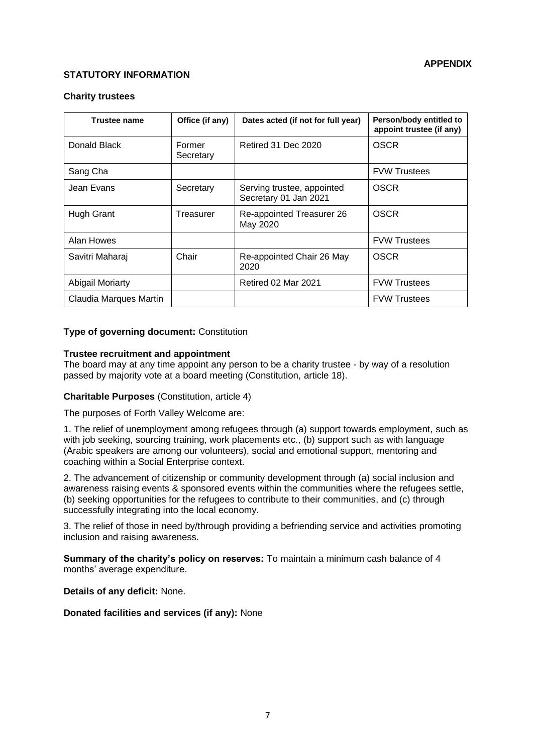**APPENDIX**

## STATUTORY INFORMATION

### Charity trustees

| Trustee name | Office (if any) | Dates acted (if not for full year) | Person/body entitled to appoint trustee (if any) |
|---|---|---|---|
| Donald Black | Former Secretary | Retired 31 Dec 2020 | OSCR |
| Sang Cha | | | FVW Trustees |
| Jean Evans | Secretary | Serving trustee, appointed Secretary 01 Jan 2021 | OSCR |
| Hugh Grant | Treasurer | Re-appointed Treasurer 26 May 2020 | OSCR |
| Alan Howes | | | FVW Trustees |
| Savitri Maharaj | Chair | Re-appointed Chair 26 May 2020 | OSCR |
| Abigail Moriarty | | Retired 02 Mar 2021 | FVW Trustees |
| Claudia Marques Martin | | | FVW Trustees |

**Type of governing document:** Constitution

**Trustee recruitment and appointment**
The board may at any time appoint any person to be a charity trustee - by way of a resolution passed by majority vote at a board meeting (Constitution, article 18).

**Charitable Purposes** (Constitution, article 4)

The purposes of Forth Valley Welcome are:

1. The relief of unemployment among refugees through (a) support towards employment, such as with job seeking, sourcing training, work placements etc., (b) support such as with language (Arabic speakers are among our volunteers), social and emotional support, mentoring and coaching within a Social Enterprise context.

2. The advancement of citizenship or community development through (a) social inclusion and awareness raising events & sponsored events within the communities where the refugees settle, (b) seeking opportunities for the refugees to contribute to their communities, and (c) through successfully integrating into the local economy.

3. The relief of those in need by/through providing a befriending service and activities promoting inclusion and raising awareness.

**Summary of the charity's policy on reserves:** To maintain a minimum cash balance of 4 months' average expenditure.

**Details of any deficit:** None.

**Donated facilities and services (if any):** None